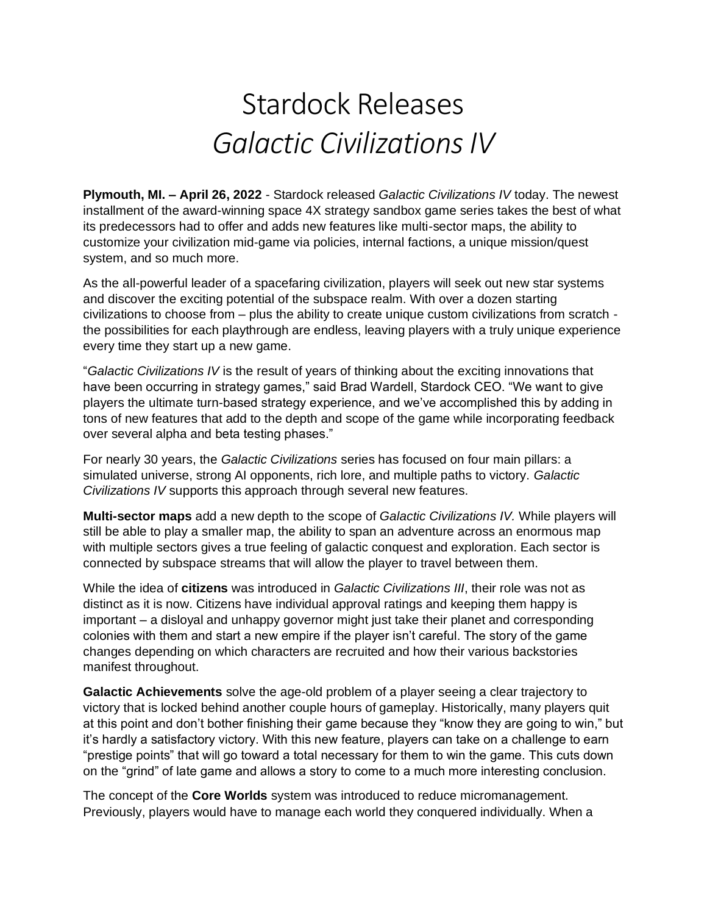# Stardock Releases
# *Galactic Civilizations IV*

**Plymouth, MI. – April 26, 2022** - Stardock released *Galactic Civilizations IV* today. The newest installment of the award-winning space 4X strategy sandbox game series takes the best of what its predecessors had to offer and adds new features like multi-sector maps, the ability to customize your civilization mid-game via policies, internal factions, a unique mission/quest system, and so much more.

As the all-powerful leader of a spacefaring civilization, players will seek out new star systems and discover the exciting potential of the subspace realm. With over a dozen starting civilizations to choose from – plus the ability to create unique custom civilizations from scratch - the possibilities for each playthrough are endless, leaving players with a truly unique experience every time they start up a new game.

"*Galactic Civilizations IV* is the result of years of thinking about the exciting innovations that have been occurring in strategy games," said Brad Wardell, Stardock CEO. "We want to give players the ultimate turn-based strategy experience, and we've accomplished this by adding in tons of new features that add to the depth and scope of the game while incorporating feedback over several alpha and beta testing phases."

For nearly 30 years, the *Galactic Civilizations* series has focused on four main pillars: a simulated universe, strong AI opponents, rich lore, and multiple paths to victory. *Galactic Civilizations IV* supports this approach through several new features.

**Multi-sector maps** add a new depth to the scope of *Galactic Civilizations IV.* While players will still be able to play a smaller map, the ability to span an adventure across an enormous map with multiple sectors gives a true feeling of galactic conquest and exploration. Each sector is connected by subspace streams that will allow the player to travel between them.

While the idea of **citizens** was introduced in *Galactic Civilizations III*, their role was not as distinct as it is now. Citizens have individual approval ratings and keeping them happy is important – a disloyal and unhappy governor might just take their planet and corresponding colonies with them and start a new empire if the player isn't careful. The story of the game changes depending on which characters are recruited and how their various backstories manifest throughout.

**Galactic Achievements** solve the age-old problem of a player seeing a clear trajectory to victory that is locked behind another couple hours of gameplay. Historically, many players quit at this point and don't bother finishing their game because they "know they are going to win," but it's hardly a satisfactory victory. With this new feature, players can take on a challenge to earn "prestige points" that will go toward a total necessary for them to win the game. This cuts down on the "grind" of late game and allows a story to come to a much more interesting conclusion.

The concept of the **Core Worlds** system was introduced to reduce micromanagement. Previously, players would have to manage each world they conquered individually. When a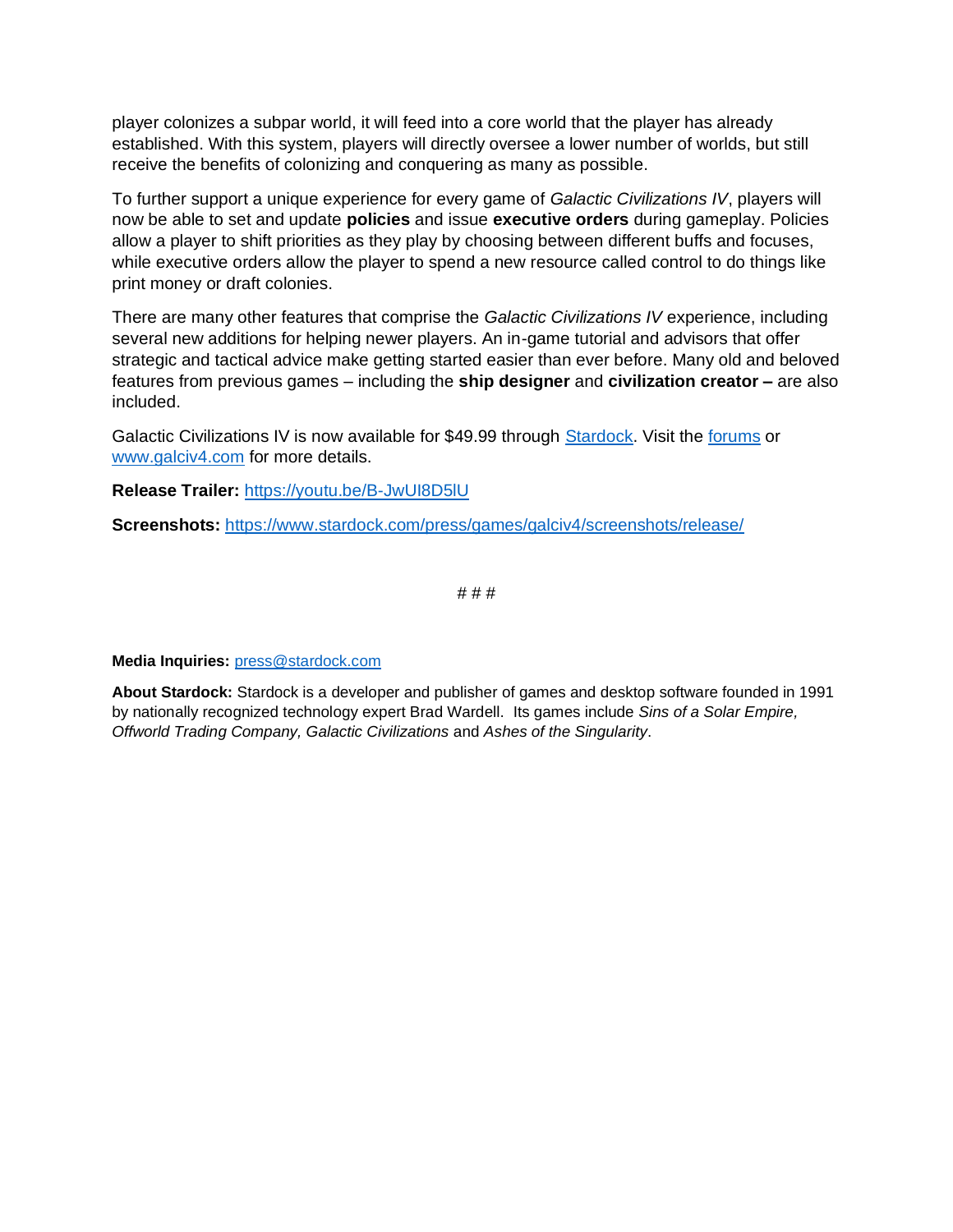player colonizes a subpar world, it will feed into a core world that the player has already established. With this system, players will directly oversee a lower number of worlds, but still receive the benefits of colonizing and conquering as many as possible.

To further support a unique experience for every game of *Galactic Civilizations IV*, players will now be able to set and update **policies** and issue **executive orders** during gameplay. Policies allow a player to shift priorities as they play by choosing between different buffs and focuses, while executive orders allow the player to spend a new resource called control to do things like print money or draft colonies.

There are many other features that comprise the *Galactic Civilizations IV* experience, including several new additions for helping newer players. An in-game tutorial and advisors that offer strategic and tactical advice make getting started easier than ever before. Many old and beloved features from previous games – including the **ship designer** and **civilization creator –** are also included.

Galactic Civilizations IV is now available for $49.99 through [Stardock](). Visit the [forums]() or [www.galciv4.com](www.galciv4.com) for more details.

**Release Trailer:** https://youtu.be/B-JwUI8D5lU

**Screenshots:** https://www.stardock.com/press/games/galciv4/screenshots/release/

# # #

**Media Inquiries:** press@stardock.com

**About Stardock:** Stardock is a developer and publisher of games and desktop software founded in 1991 by nationally recognized technology expert Brad Wardell. Its games include *Sins of a Solar Empire, Offworld Trading Company, Galactic Civilizations* and *Ashes of the Singularity*.